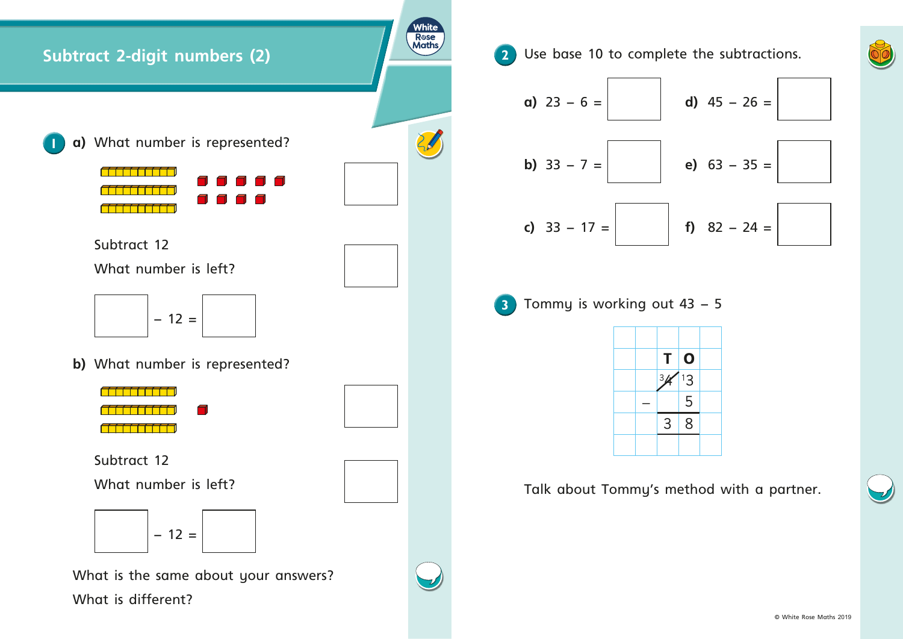# Subtract 2-digit numbers (2)

**1** **a)** What number is represented?

Subtract 12

What number is left?

☐ − 12 = ☐

**b)** What number is represented?

Subtract 12

What number is left?

☐ − 12 = ☐

What is the same about your answers?

What is different?

**2** Use base 10 to complete the subtractions.

**a)** 23 − 6 = ☐

**b)** 33 − 7 = ☐

**c)** 33 − 17 = ☐

**d)** 45 − 26 = ☐

**e)** 63 − 35 = ☐

**f)** 82 − 24 = ☐

**3** Tommy is working out 43 − 5

| | T | O |
|---|---|---|
| | ~~4~~ 3 | 13 |
| − | | 5 |
| | 3 | 8 |

Talk about Tommy's method with a partner.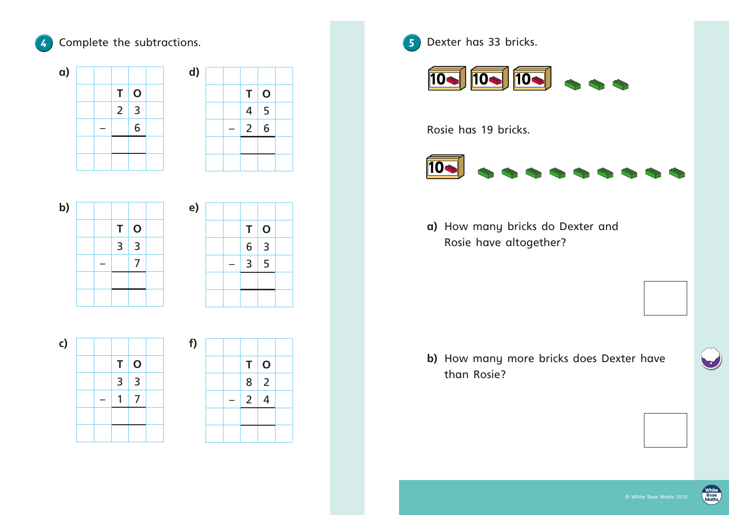## 4 Complete the subtractions.

a)

| | | T | O | |
|---|---|---|---|---|
| | | 2 | 3 | |
| | – | | 6 | |
| | | | | |

b)

| | | T | O | |
|---|---|---|---|---|
| | | 3 | 3 | |
| | – | | 7 | |
| | | | | |

c)

| | | T | O | |
|---|---|---|---|---|
| | | 3 | 3 | |
| | – | 1 | 7 | |
| | | | | |

d)

| | | T | O | |
|---|---|---|---|---|
| | | 4 | 5 | |
| | – | 2 | 6 | |
| | | | | |

e)

| | | T | O | |
|---|---|---|---|---|
| | | 6 | 3 | |
| | – | 3 | 5 | |
| | | | | |

f)

| | | T | O | |
|---|---|---|---|---|
| | | 8 | 2 | |
| | – | 2 | 4 | |
| | | | | |

## 5 Dexter has 33 bricks.

10 10 10

Rosie has 19 bricks.

10

**a)** How many bricks do Dexter and Rosie have altogether?

**b)** How many more bricks does Dexter have than Rosie?

© White Rose Maths 2019